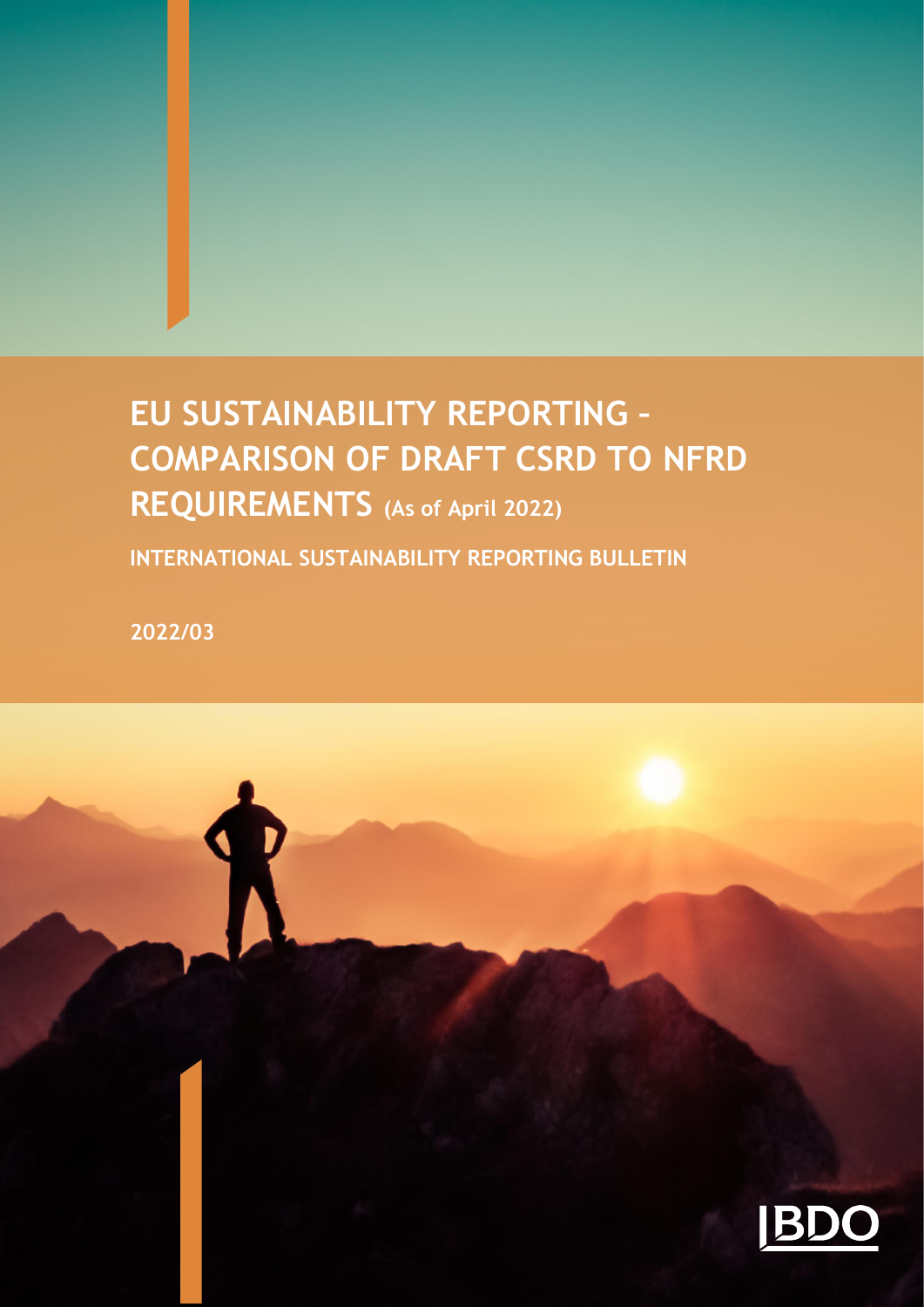# EU SUSTAINABILITY REPORTING – COMPARISON OF DRAFT CSRD TO NFRD REQUIREMENTS (As of April 2022)

**INTERNATIONAL SUSTAINABILITY REPORTING BULLETIN**

**2022/03**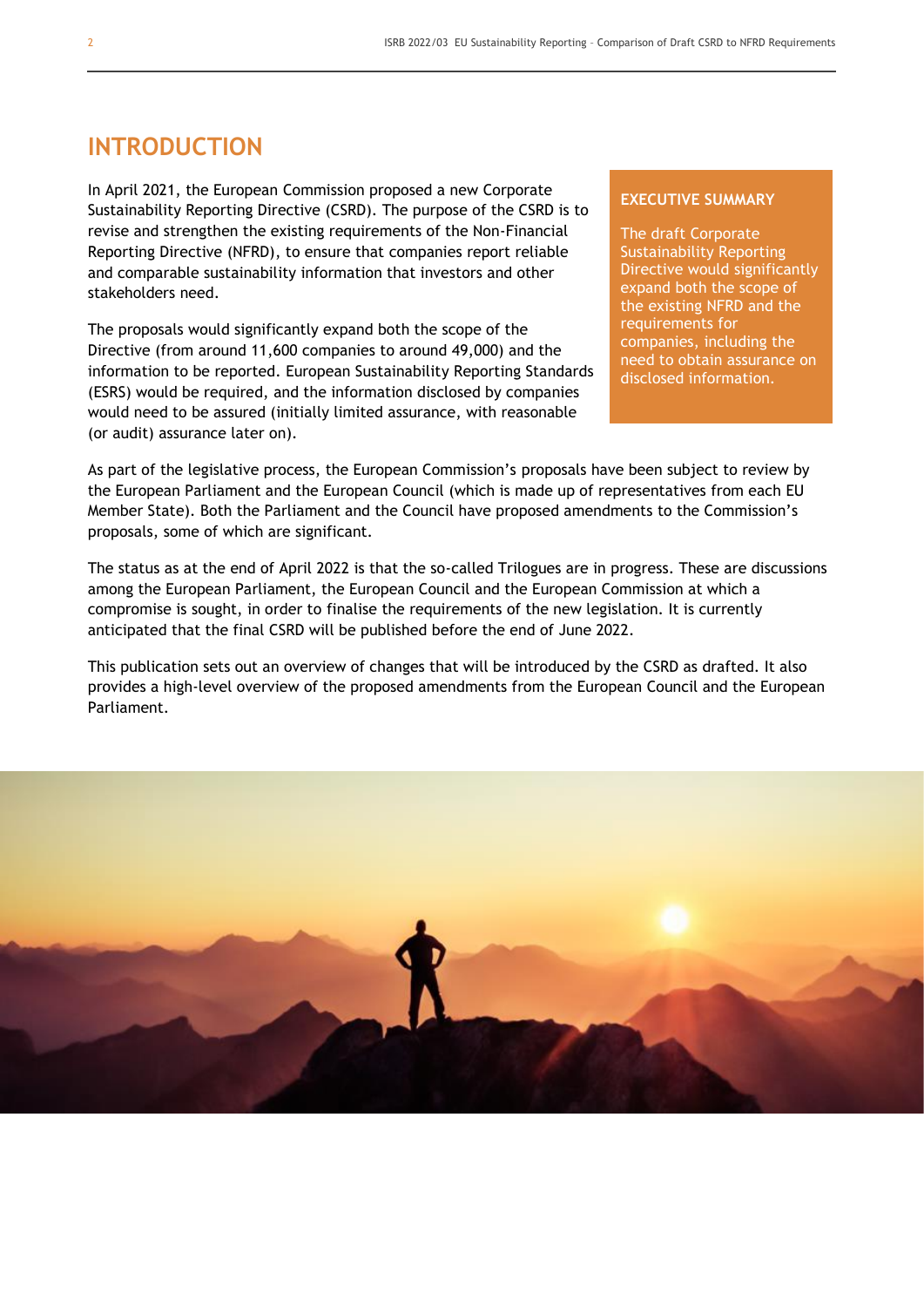# INTRODUCTION

In April 2021, the European Commission proposed a new Corporate Sustainability Reporting Directive (CSRD). The purpose of the CSRD is to revise and strengthen the existing requirements of the Non-Financial Reporting Directive (NFRD), to ensure that companies report reliable and comparable sustainability information that investors and other stakeholders need.

The proposals would significantly expand both the scope of the Directive (from around 11,600 companies to around 49,000) and the information to be reported. European Sustainability Reporting Standards (ESRS) would be required, and the information disclosed by companies would need to be assured (initially limited assurance, with reasonable (or audit) assurance later on).

> **EXECUTIVE SUMMARY**
>
> The draft Corporate Sustainability Reporting Directive would significantly expand both the scope of the existing NFRD and the requirements for companies, including the need to obtain assurance on disclosed information.

As part of the legislative process, the European Commission's proposals have been subject to review by the European Parliament and the European Council (which is made up of representatives from each EU Member State). Both the Parliament and the Council have proposed amendments to the Commission's proposals, some of which are significant.

The status as at the end of April 2022 is that the so-called Trilogues are in progress. These are discussions among the European Parliament, the European Council and the European Commission at which a compromise is sought, in order to finalise the requirements of the new legislation. It is currently anticipated that the final CSRD will be published before the end of June 2022.

This publication sets out an overview of changes that will be introduced by the CSRD as drafted. It also provides a high-level overview of the proposed amendments from the European Council and the European Parliament.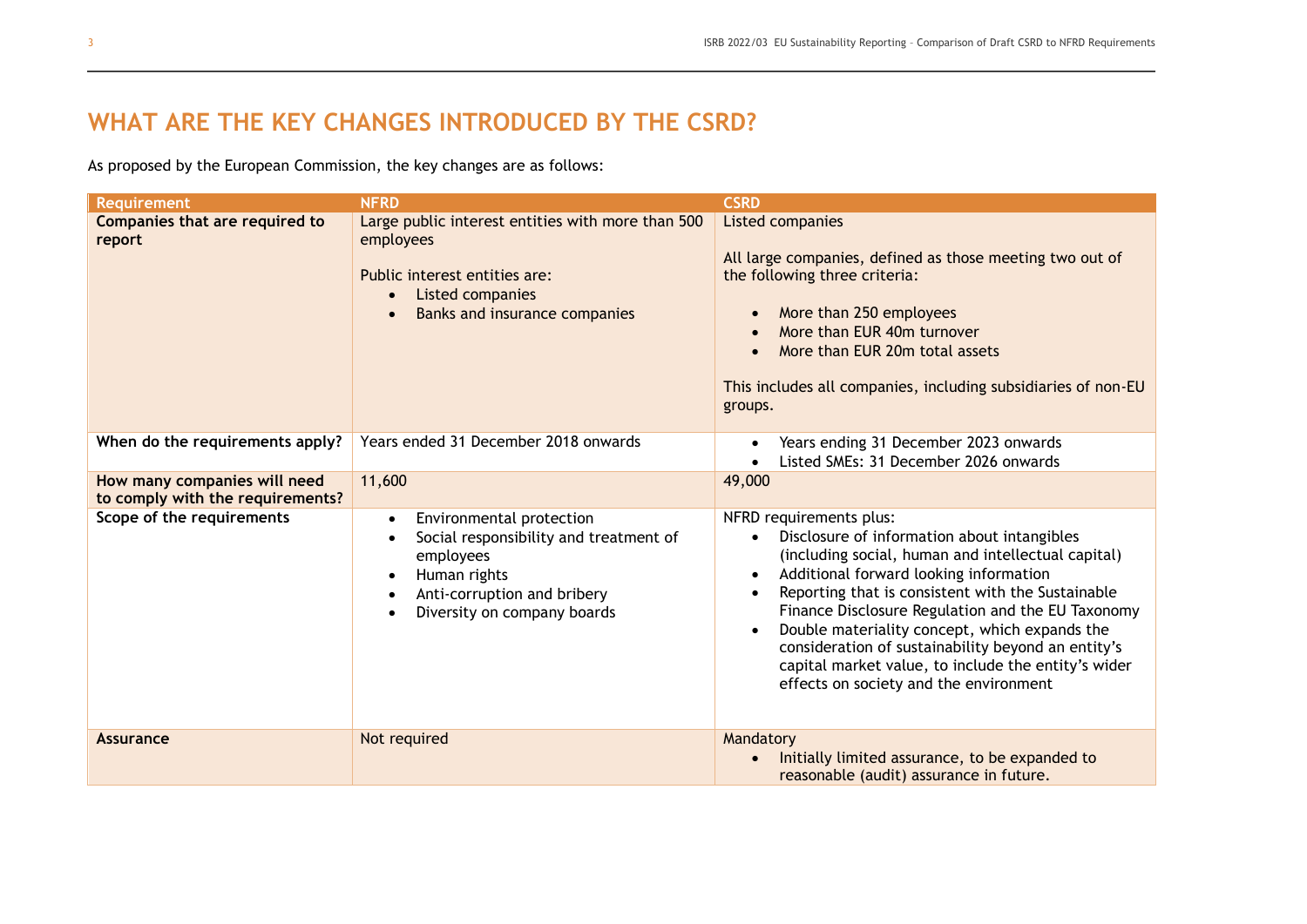## WHAT ARE THE KEY CHANGES INTRODUCED BY THE CSRD?

As proposed by the European Commission, the key changes are as follows:

| Requirement | NFRD | CSRD |
|---|---|---|
| **Companies that are required to report** | Large public interest entities with more than 500 employees<br><br>Public interest entities are:<br>• Listed companies<br>• Banks and insurance companies | Listed companies<br><br>All large companies, defined as those meeting two out of the following three criteria:<br><br>• More than 250 employees<br>• More than EUR 40m turnover<br>• More than EUR 20m total assets<br><br>This includes all companies, including subsidiaries of non-EU groups. |
| **When do the requirements apply?** | Years ended 31 December 2018 onwards | • Years ending 31 December 2023 onwards<br>• Listed SMEs: 31 December 2026 onwards |
| **How many companies will need to comply with the requirements?** | 11,600 | 49,000 |
| **Scope of the requirements** | • Environmental protection<br>• Social responsibility and treatment of employees<br>• Human rights<br>• Anti-corruption and bribery<br>• Diversity on company boards | NFRD requirements plus:<br>• Disclosure of information about intangibles (including social, human and intellectual capital)<br>• Additional forward looking information<br>• Reporting that is consistent with the Sustainable Finance Disclosure Regulation and the EU Taxonomy<br>• Double materiality concept, which expands the consideration of sustainability beyond an entity's capital market value, to include the entity's wider effects on society and the environment |
| **Assurance** | Not required | Mandatory<br>• Initially limited assurance, to be expanded to reasonable (audit) assurance in future. |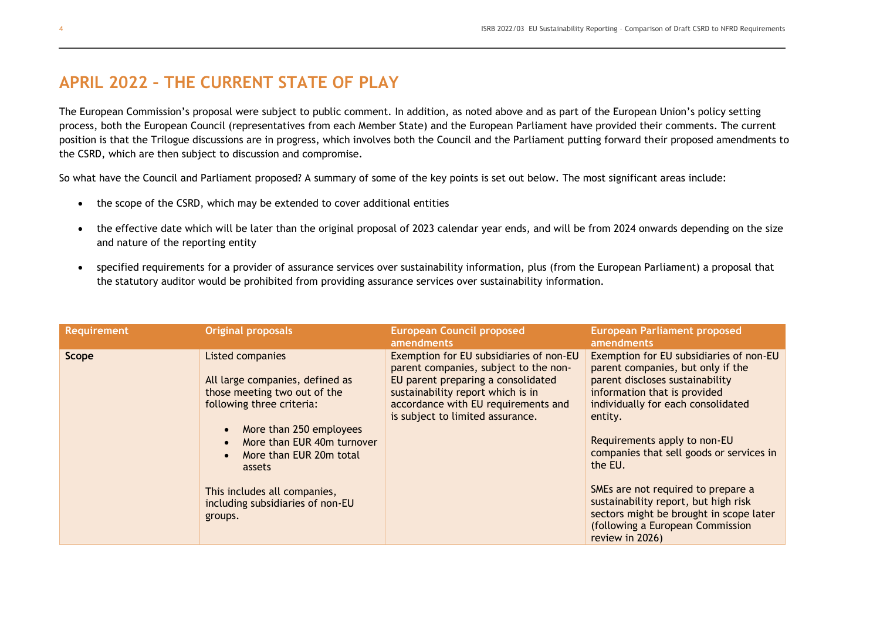## APRIL 2022 – THE CURRENT STATE OF PLAY

The European Commission's proposal were subject to public comment. In addition, as noted above and as part of the European Union's policy setting process, both the European Council (representatives from each Member State) and the European Parliament have provided their comments. The current position is that the Trilogue discussions are in progress, which involves both the Council and the Parliament putting forward their proposed amendments to the CSRD, which are then subject to discussion and compromise.

So what have the Council and Parliament proposed? A summary of some of the key points is set out below. The most significant areas include:

- the scope of the CSRD, which may be extended to cover additional entities
- the effective date which will be later than the original proposal of 2023 calendar year ends, and will be from 2024 onwards depending on the size and nature of the reporting entity
- specified requirements for a provider of assurance services over sustainability information, plus (from the European Parliament) a proposal that the statutory auditor would be prohibited from providing assurance services over sustainability information.

| Requirement | Original proposals | European Council proposed amendments | European Parliament proposed amendments |
|---|---|---|---|
| **Scope** | Listed companies<br><br>All large companies, defined as those meeting two out of the following three criteria:<br>• More than 250 employees<br>• More than EUR 40m turnover<br>• More than EUR 20m total assets<br><br>This includes all companies, including subsidiaries of non-EU groups. | Exemption for EU subsidiaries of non-EU parent companies, subject to the non-EU parent preparing a consolidated sustainability report which is in accordance with EU requirements and is subject to limited assurance. | Exemption for EU subsidiaries of non-EU parent companies, but only if the parent discloses sustainability information that is provided individually for each consolidated entity.<br><br>Requirements apply to non-EU companies that sell goods or services in the EU.<br><br>SMEs are not required to prepare a sustainability report, but high risk sectors might be brought in scope later (following a European Commission review in 2026) |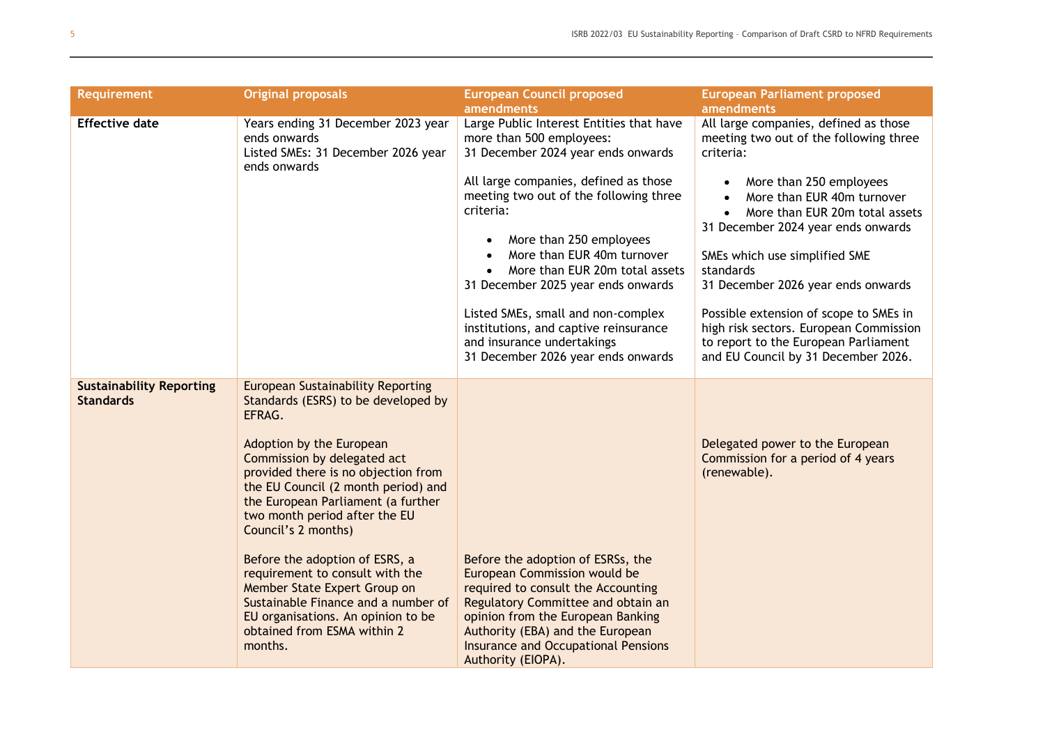| Requirement | Original proposals | European Council proposed amendments | European Parliament proposed amendments |
|---|---|---|---|
| **Effective date** | Years ending 31 December 2023 year ends onwards<br>Listed SMEs: 31 December 2026 year ends onwards | Large Public Interest Entities that have more than 500 employees:<br>31 December 2024 year ends onwards<br><br>All large companies, defined as those meeting two out of the following three criteria:<br>• More than 250 employees<br>• More than EUR 40m turnover<br>• More than EUR 20m total assets<br>31 December 2025 year ends onwards<br><br>Listed SMEs, small and non-complex institutions, and captive reinsurance and insurance undertakings<br>31 December 2026 year ends onwards | All large companies, defined as those meeting two out of the following three criteria:<br>• More than 250 employees<br>• More than EUR 40m turnover<br>• More than EUR 20m total assets<br>31 December 2024 year ends onwards<br><br>SMEs which use simplified SME standards<br>31 December 2026 year ends onwards<br><br>Possible extension of scope to SMEs in high risk sectors. European Commission to report to the European Parliament and EU Council by 31 December 2026. |
| **Sustainability Reporting Standards** | European Sustainability Reporting Standards (ESRS) to be developed by EFRAG.<br><br>Adoption by the European Commission by delegated act provided there is no objection from the EU Council (2 month period) and the European Parliament (a further two month period after the EU Council's 2 months)<br><br>Before the adoption of ESRS, a requirement to consult with the Member State Expert Group on Sustainable Finance and a number of EU organisations. An opinion to be obtained from ESMA within 2 months. | Before the adoption of ESRSs, the European Commission would be required to consult the Accounting Regulatory Committee and obtain an opinion from the European Banking Authority (EBA) and the European Insurance and Occupational Pensions Authority (EIOPA). | Delegated power to the European Commission for a period of 4 years (renewable). |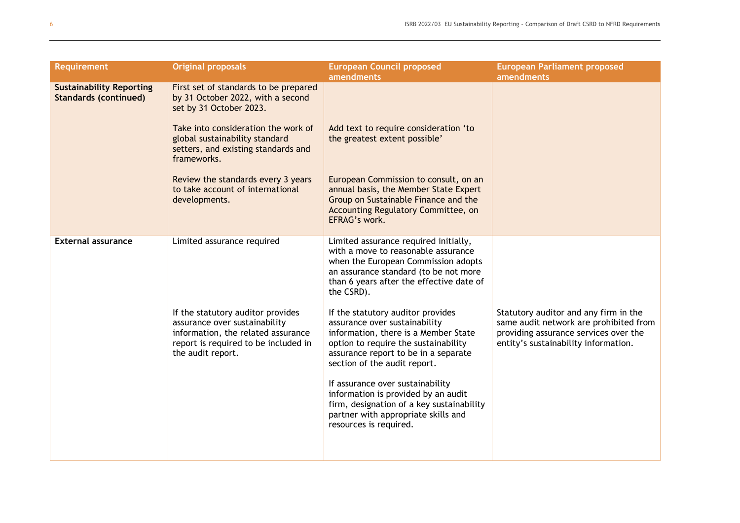| Requirement | Original proposals | European Council proposed amendments | European Parliament proposed amendments |
|---|---|---|---|
| **Sustainability Reporting Standards (continued)** | First set of standards to be prepared by 31 October 2022, with a second set by 31 October 2023. | | |
| | Take into consideration the work of global sustainability standard setters, and existing standards and frameworks. | Add text to require consideration 'to the greatest extent possible' | |
| | Review the standards every 3 years to take account of international developments. | European Commission to consult, on an annual basis, the Member State Expert Group on Sustainable Finance and the Accounting Regulatory Committee, on EFRAG's work. | |
| **External assurance** | Limited assurance required | Limited assurance required initially, with a move to reasonable assurance when the European Commission adopts an assurance standard (to be not more than 6 years after the effective date of the CSRD). | |
| | If the statutory auditor provides assurance over sustainability information, the related assurance report is required to be included in the audit report. | If the statutory auditor provides assurance over sustainability information, there is a Member State option to require the sustainability assurance report to be in a separate section of the audit report. | Statutory auditor and any firm in the same audit network are prohibited from providing assurance services over the entity's sustainability information. |
| | | If assurance over sustainability information is provided by an audit firm, designation of a key sustainability partner with appropriate skills and resources is required. | |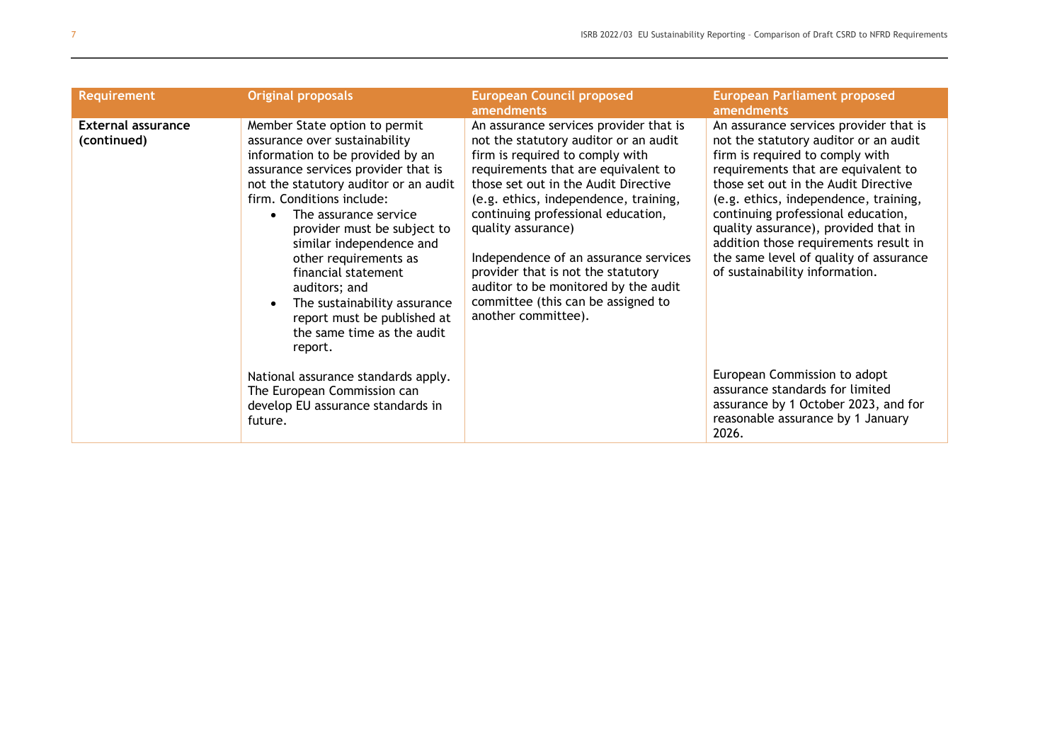| Requirement | Original proposals | European Council proposed amendments | European Parliament proposed amendments |
|---|---|---|---|
| **External assurance (continued)** | Member State option to permit assurance over sustainability information to be provided by an assurance services provider that is not the statutory auditor or an audit firm. Conditions include:<br>• The assurance service provider must be subject to similar independence and other requirements as financial statement auditors; and<br>• The sustainability assurance report must be published at the same time as the audit report.<br><br>National assurance standards apply. The European Commission can develop EU assurance standards in future. | An assurance services provider that is not the statutory auditor or an audit firm is required to comply with requirements that are equivalent to those set out in the Audit Directive (e.g. ethics, independence, training, continuing professional education, quality assurance)<br><br>Independence of an assurance services provider that is not the statutory auditor to be monitored by the audit committee (this can be assigned to another committee). | An assurance services provider that is not the statutory auditor or an audit firm is required to comply with requirements that are equivalent to those set out in the Audit Directive (e.g. ethics, independence, training, continuing professional education, quality assurance), provided that in addition those requirements result in the same level of quality of assurance of sustainability information.<br><br>European Commission to adopt assurance standards for limited assurance by 1 October 2023, and for reasonable assurance by 1 January 2026. |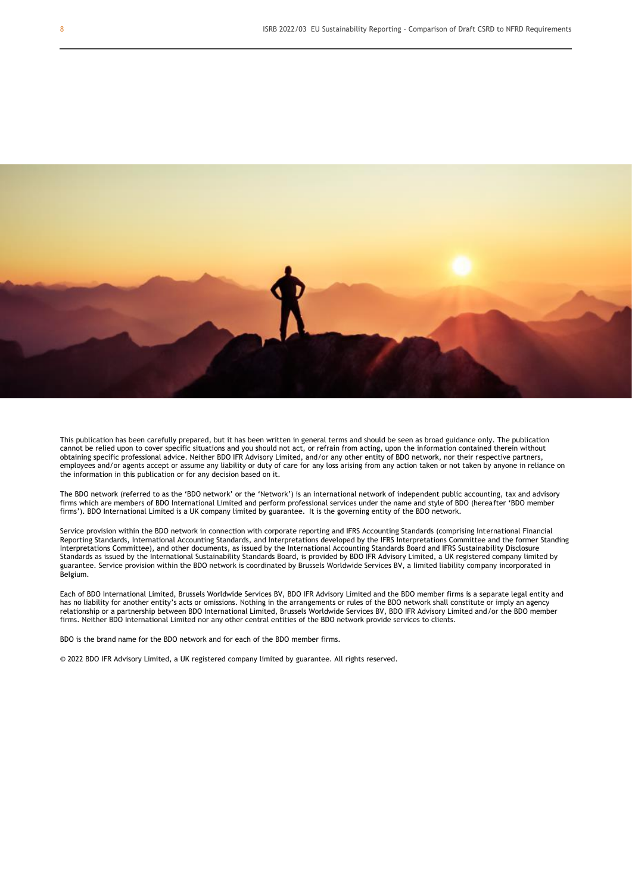This publication has been carefully prepared, but it has been written in general terms and should be seen as broad guidance only. The publication cannot be relied upon to cover specific situations and you should not act, or refrain from acting, upon the information contained therein without obtaining specific professional advice. Neither BDO IFR Advisory Limited, and/or any other entity of BDO network, nor their respective partners, employees and/or agents accept or assume any liability or duty of care for any loss arising from any action taken or not taken by anyone in reliance on the information in this publication or for any decision based on it.

The BDO network (referred to as the 'BDO network' or the 'Network') is an international network of independent public accounting, tax and advisory firms which are members of BDO International Limited and perform professional services under the name and style of BDO (hereafter 'BDO member firms'). BDO International Limited is a UK company limited by guarantee. It is the governing entity of the BDO network.

Service provision within the BDO network in connection with corporate reporting and IFRS Accounting Standards (comprising International Financial Reporting Standards, International Accounting Standards, and Interpretations developed by the IFRS Interpretations Committee and the former Standing Interpretations Committee), and other documents, as issued by the International Accounting Standards Board and IFRS Sustainability Disclosure Standards as issued by the International Sustainability Standards Board, is provided by BDO IFR Advisory Limited, a UK registered company limited by guarantee. Service provision within the BDO network is coordinated by Brussels Worldwide Services BV, a limited liability company incorporated in Belgium.

Each of BDO International Limited, Brussels Worldwide Services BV, BDO IFR Advisory Limited and the BDO member firms is a separate legal entity and has no liability for another entity's acts or omissions. Nothing in the arrangements or rules of the BDO network shall constitute or imply an agency relationship or a partnership between BDO International Limited, Brussels Worldwide Services BV, BDO IFR Advisory Limited and/or the BDO member firms. Neither BDO International Limited nor any other central entities of the BDO network provide services to clients.

BDO is the brand name for the BDO network and for each of the BDO member firms.

© 2022 BDO IFR Advisory Limited, a UK registered company limited by guarantee. All rights reserved.